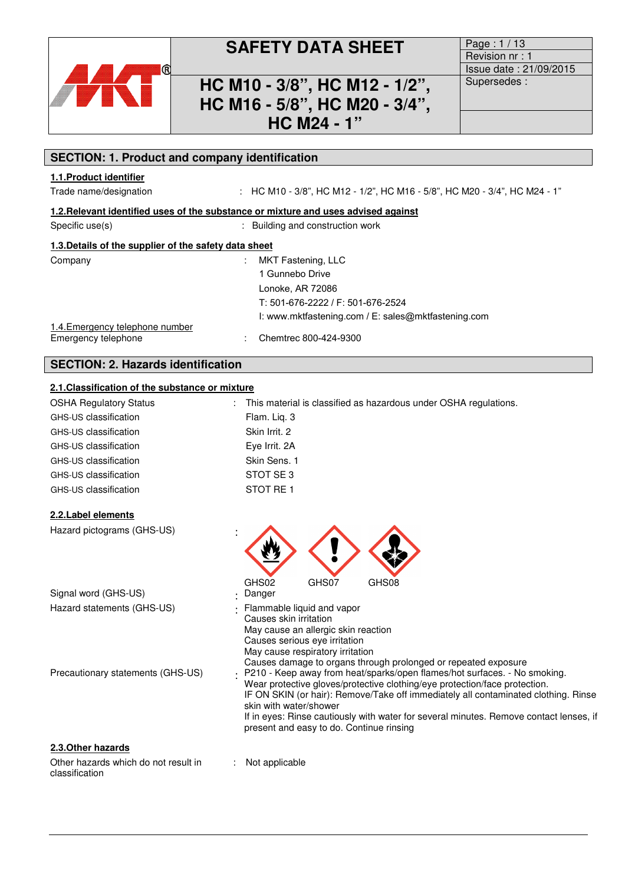# SAFETY DATA SHEET

## HC M10 - 3/8", HC M12 - 1/2", HC M16 - 5/8", HC M20 - 3/4", HC M24 - 1"

Page : 1 / 13
Revision nr : 1
Issue date : 21/09/2015
Supersedes :

## SECTION: 1. Product and company identification

### 1.1.Product identifier

Trade name/designation : HC M10 - 3/8", HC M12 - 1/2", HC M16 - 5/8", HC M20 - 3/4", HC M24 - 1"

### 1.2.Relevant identified uses of the substance or mixture and uses advised against

Specific use(s) : Building and construction work

### 1.3.Details of the supplier of the safety data sheet

Company : MKT Fastening, LLC
1 Gunnebo Drive
Lonoke, AR 72086
T: 501-676-2222 / F: 501-676-2524
I: www.mktfastening.com / E: sales@mktfastening.com

### 1.4.Emergency telephone number

Emergency telephone : Chemtrec 800-424-9300

## SECTION: 2. Hazards identification

### 2.1.Classification of the substance or mixture

OSHA Regulatory Status : This material is classified as hazardous under OSHA regulations.

GHS-US classification : Flam. Liq. 3
GHS-US classification : Skin Irrit. 2
GHS-US classification : Eye Irrit. 2A
GHS-US classification : Skin Sens. 1
GHS-US classification : STOT SE 3
GHS-US classification : STOT RE 1

### 2.2.Label elements

Hazard pictograms (GHS-US) : GHS02 GHS07 GHS08

Signal word (GHS-US) : Danger

Hazard statements (GHS-US) : Flammable liquid and vapor
Causes skin irritation
May cause an allergic skin reaction
Causes serious eye irritation
May cause respiratory irritation
Causes damage to organs through prolonged or repeated exposure

Precautionary statements (GHS-US) : P210 - Keep away from heat/sparks/open flames/hot surfaces. - No smoking.
Wear protective gloves/protective clothing/eye protection/face protection.
IF ON SKIN (or hair): Remove/Take off immediately all contaminated clothing. Rinse skin with water/shower
If in eyes: Rinse cautiously with water for several minutes. Remove contact lenses, if present and easy to do. Continue rinsing

### 2.3.Other hazards

Other hazards which do not result in classification : Not applicable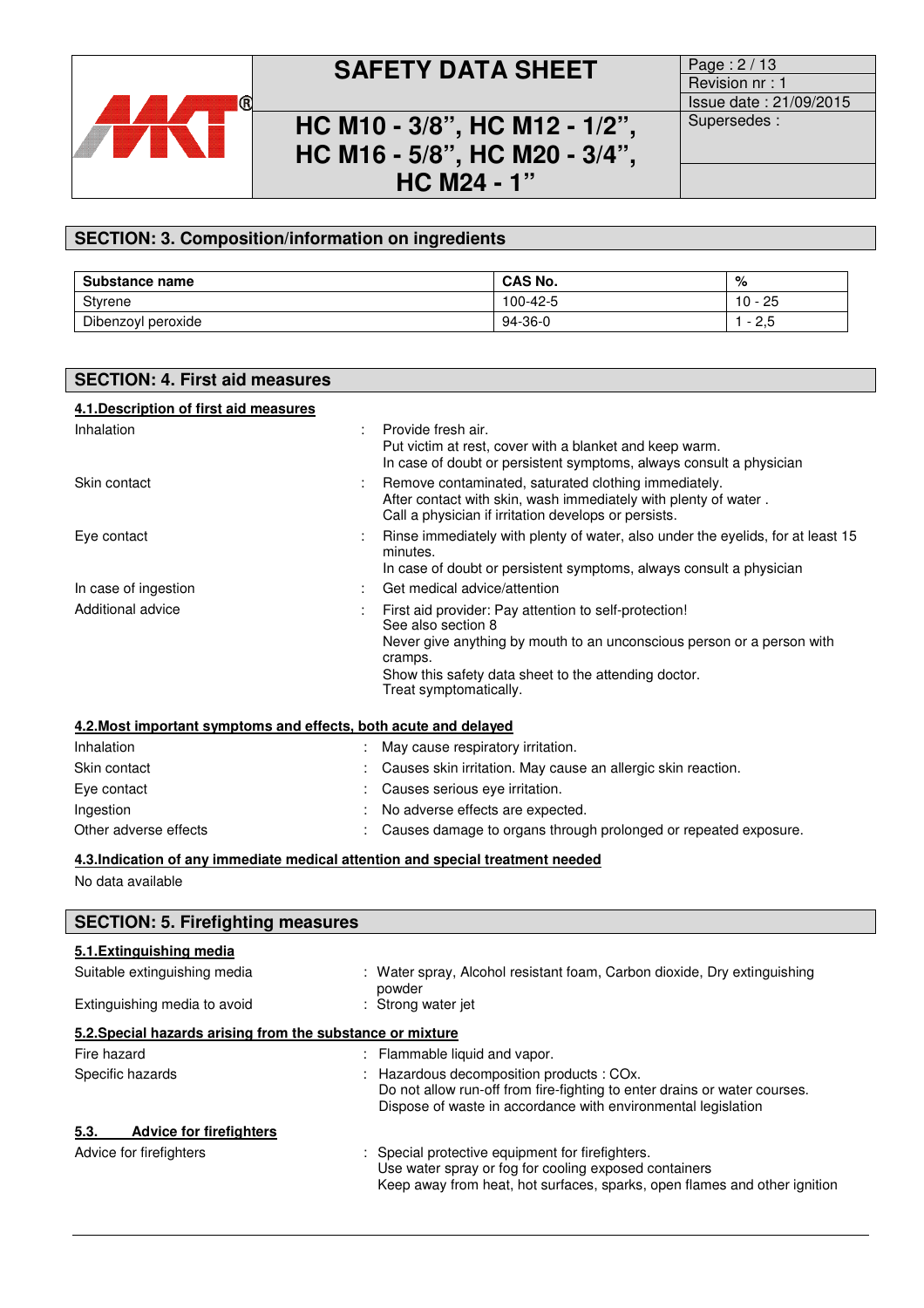## SECTION: 3. Composition/information on ingredients

| Substance name | CAS No. | % |
|---|---|---|
| Styrene | 100-42-5 | 10 - 25 |
| Dibenzoyl peroxide | 94-36-0 | 1 - 2,5 |

## SECTION: 4. First aid measures

### 4.1.Description of first aid measures

| | | |
|---|---|---|
| Inhalation | : | Provide fresh air.<br>Put victim at rest, cover with a blanket and keep warm.<br>In case of doubt or persistent symptoms, always consult a physician |
| Skin contact | : | Remove contaminated, saturated clothing immediately.<br>After contact with skin, wash immediately with plenty of water .<br>Call a physician if irritation develops or persists. |
| Eye contact | : | Rinse immediately with plenty of water, also under the eyelids, for at least 15 minutes.<br>In case of doubt or persistent symptoms, always consult a physician |
| In case of ingestion | : | Get medical advice/attention |
| Additional advice | : | First aid provider: Pay attention to self-protection!<br>See also section 8<br>Never give anything by mouth to an unconscious person or a person with cramps.<br>Show this safety data sheet to the attending doctor.<br>Treat symptomatically. |

### 4.2.Most important symptoms and effects, both acute and delayed

| | | |
|---|---|---|
| Inhalation | : | May cause respiratory irritation. |
| Skin contact | : | Causes skin irritation. May cause an allergic skin reaction. |
| Eye contact | : | Causes serious eye irritation. |
| Ingestion | : | No adverse effects are expected. |
| Other adverse effects | : | Causes damage to organs through prolonged or repeated exposure. |

### 4.3.Indication of any immediate medical attention and special treatment needed

No data available

## SECTION: 5. Firefighting measures

### 5.1.Extinguishing media

| | | |
|---|---|---|
| Suitable extinguishing media | : | Water spray, Alcohol resistant foam, Carbon dioxide, Dry extinguishing powder |
| Extinguishing media to avoid | : | Strong water jet |

### 5.2.Special hazards arising from the substance or mixture

| | | |
|---|---|---|
| Fire hazard | : | Flammable liquid and vapor. |
| Specific hazards | : | Hazardous decomposition products : COx.<br>Do not allow run-off from fire-fighting to enter drains or water courses.<br>Dispose of waste in accordance with environmental legislation |

### 5.3. Advice for firefighters

| | | |
|---|---|---|
| Advice for firefighters | : | Special protective equipment for firefighters.<br>Use water spray or fog for cooling exposed containers<br>Keep away from heat, hot surfaces, sparks, open flames and other ignition |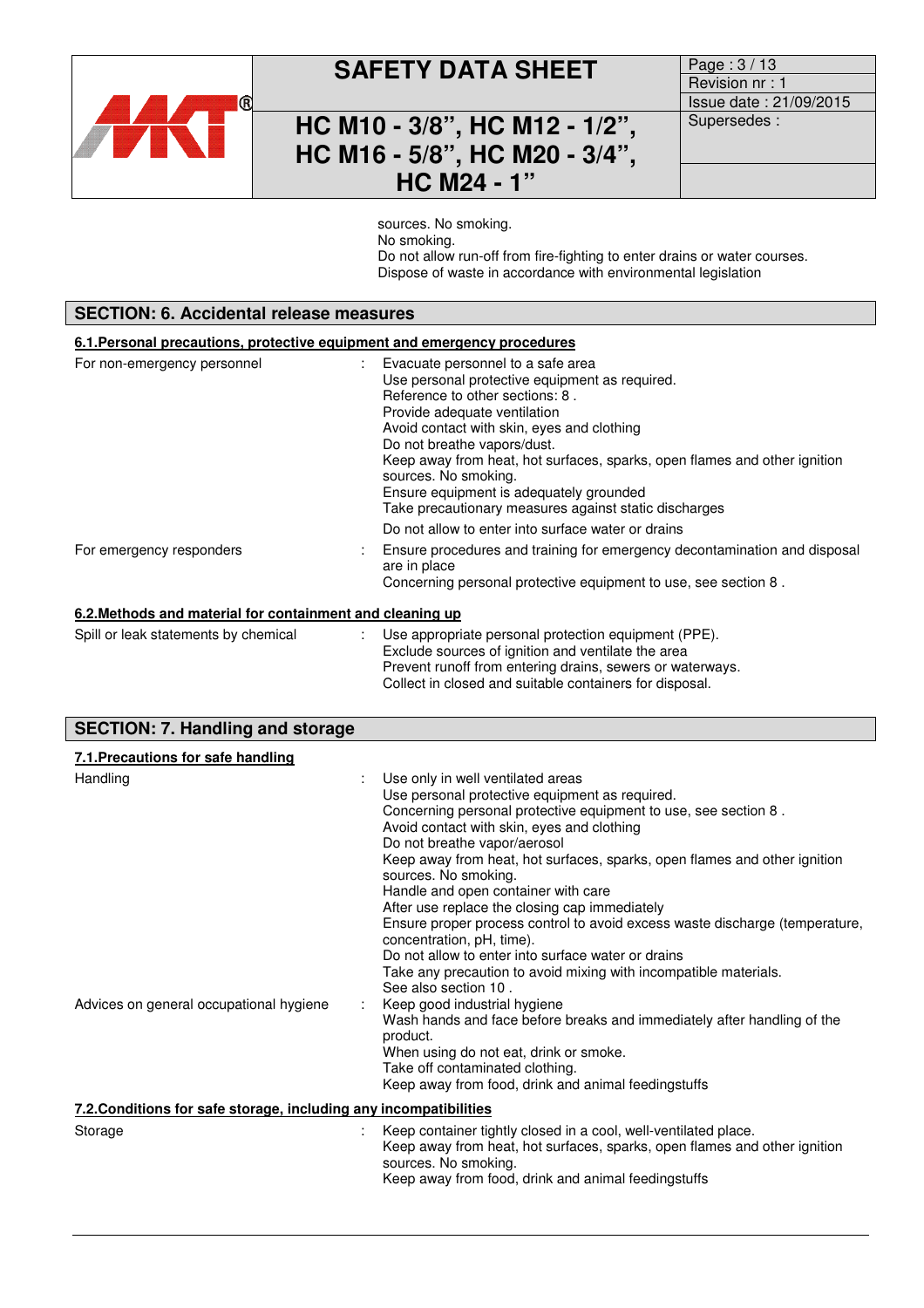sources. No smoking.
No smoking.
Do not allow run-off from fire-fighting to enter drains or water courses.
Dispose of waste in accordance with environmental legislation

## SECTION: 6. Accidental release measures

### 6.1.Personal precautions, protective equipment and emergency procedures

For non-emergency personnel : Evacuate personnel to a safe area
Use personal protective equipment as required.
Reference to other sections: 8 .
Provide adequate ventilation
Avoid contact with skin, eyes and clothing
Do not breathe vapors/dust.
Keep away from heat, hot surfaces, sparks, open flames and other ignition sources. No smoking.
Ensure equipment is adequately grounded
Take precautionary measures against static discharges
Do not allow to enter into surface water or drains

For emergency responders : Ensure procedures and training for emergency decontamination and disposal are in place
Concerning personal protective equipment to use, see section 8 .

### 6.2.Methods and material for containment and cleaning up

Spill or leak statements by chemical : Use appropriate personal protection equipment (PPE).
Exclude sources of ignition and ventilate the area
Prevent runoff from entering drains, sewers or waterways.
Collect in closed and suitable containers for disposal.

## SECTION: 7. Handling and storage

### 7.1.Precautions for safe handling

Handling : Use only in well ventilated areas
Use personal protective equipment as required.
Concerning personal protective equipment to use, see section 8 .
Avoid contact with skin, eyes and clothing
Do not breathe vapor/aerosol
Keep away from heat, hot surfaces, sparks, open flames and other ignition sources. No smoking.
Handle and open container with care
After use replace the closing cap immediately
Ensure proper process control to avoid excess waste discharge (temperature, concentration, pH, time).
Do not allow to enter into surface water or drains
Take any precaution to avoid mixing with incompatible materials.
See also section 10 .

Advices on general occupational hygiene : Keep good industrial hygiene
Wash hands and face before breaks and immediately after handling of the product.
When using do not eat, drink or smoke.
Take off contaminated clothing.
Keep away from food, drink and animal feedingstuffs

### 7.2.Conditions for safe storage, including any incompatibilities

Storage : Keep container tightly closed in a cool, well-ventilated place.
Keep away from heat, hot surfaces, sparks, open flames and other ignition sources. No smoking.
Keep away from food, drink and animal feedingstuffs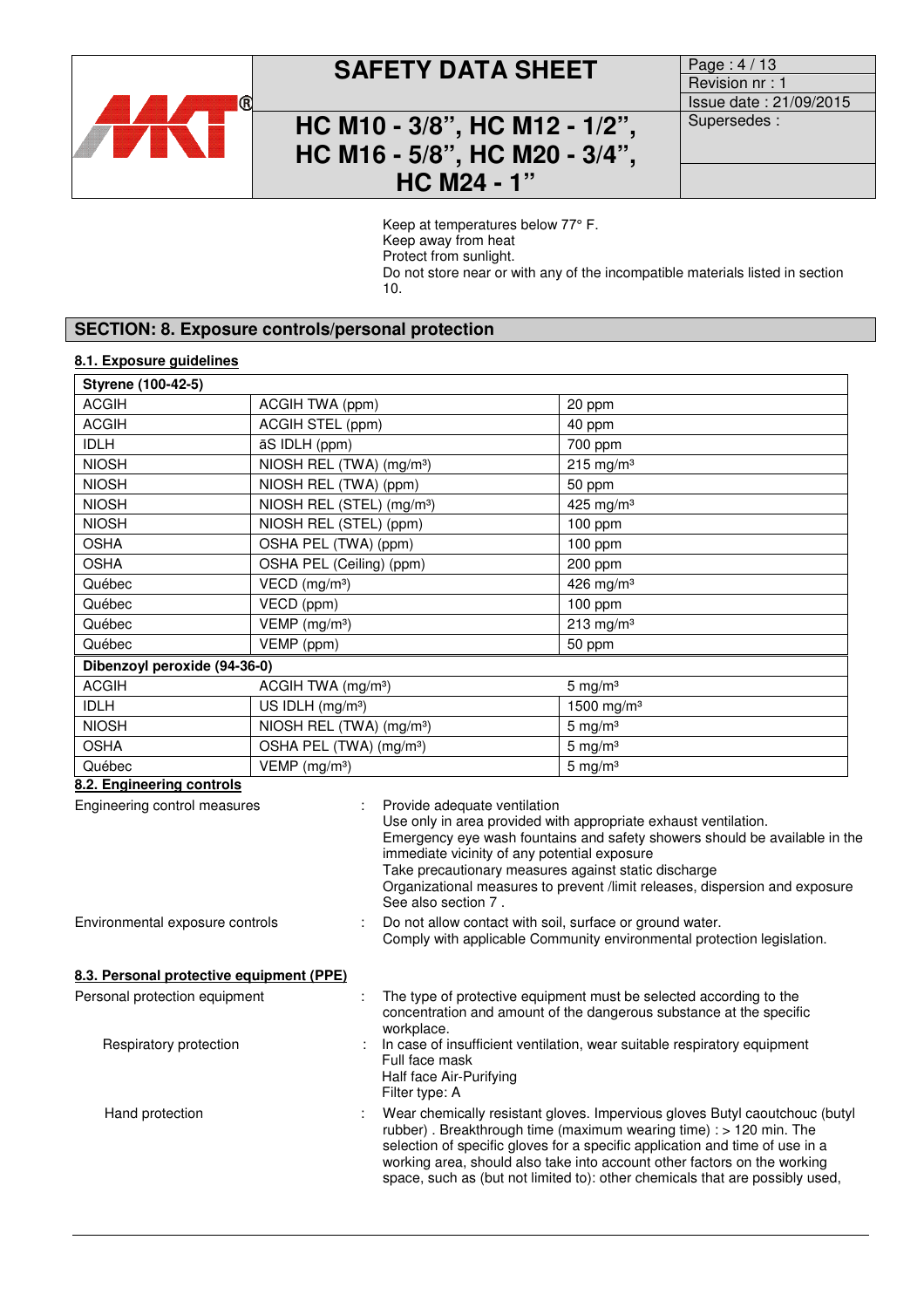Keep at temperatures below 77° F.
Keep away from heat
Protect from sunlight.
Do not store near or with any of the incompatible materials listed in section 10.

## SECTION: 8. Exposure controls/personal protection

### 8.1. Exposure guidelines

| **Styrene (100-42-5)** | | |
|---|---|---|
| ACGIH | ACGIH TWA (ppm) | 20 ppm |
| ACGIH | ACGIH STEL (ppm) | 40 ppm |
| IDLH | āS IDLH (ppm) | 700 ppm |
| NIOSH | NIOSH REL (TWA) (mg/m³) | 215 mg/m³ |
| NIOSH | NIOSH REL (TWA) (ppm) | 50 ppm |
| NIOSH | NIOSH REL (STEL) (mg/m³) | 425 mg/m³ |
| NIOSH | NIOSH REL (STEL) (ppm) | 100 ppm |
| OSHA | OSHA PEL (TWA) (ppm) | 100 ppm |
| OSHA | OSHA PEL (Ceiling) (ppm) | 200 ppm |
| Québec | VECD (mg/m³) | 426 mg/m³ |
| Québec | VECD (ppm) | 100 ppm |
| Québec | VEMP (mg/m³) | 213 mg/m³ |
| Québec | VEMP (ppm) | 50 ppm |
| **Dibenzoyl peroxide (94-36-0)** | | |
| ACGIH | ACGIH TWA (mg/m³) | 5 mg/m³ |
| IDLH | US IDLH (mg/m³) | 1500 mg/m³ |
| NIOSH | NIOSH REL (TWA) (mg/m³) | 5 mg/m³ |
| OSHA | OSHA PEL (TWA) (mg/m³) | 5 mg/m³ |
| Québec | VEMP (mg/m³) | 5 mg/m³ |

### 8.2. Engineering controls

Engineering control measures : Provide adequate ventilation
Use only in area provided with appropriate exhaust ventilation.
Emergency eye wash fountains and safety showers should be available in the immediate vicinity of any potential exposure
Take precautionary measures against static discharge
Organizational measures to prevent /limit releases, dispersion and exposure
See also section 7 .

Environmental exposure controls : Do not allow contact with soil, surface or ground water.
Comply with applicable Community environmental protection legislation.

### 8.3. Personal protective equipment (PPE)

Personal protection equipment : The type of protective equipment must be selected according to the concentration and amount of the dangerous substance at the specific workplace.

Respiratory protection : In case of insufficient ventilation, wear suitable respiratory equipment
Full face mask
Half face Air-Purifying
Filter type: A

Hand protection : Wear chemically resistant gloves. Impervious gloves Butyl caoutchouc (butyl rubber) . Breakthrough time (maximum wearing time) : > 120 min. The selection of specific gloves for a specific application and time of use in a working area, should also take into account other factors on the working space, such as (but not limited to): other chemicals that are possibly used,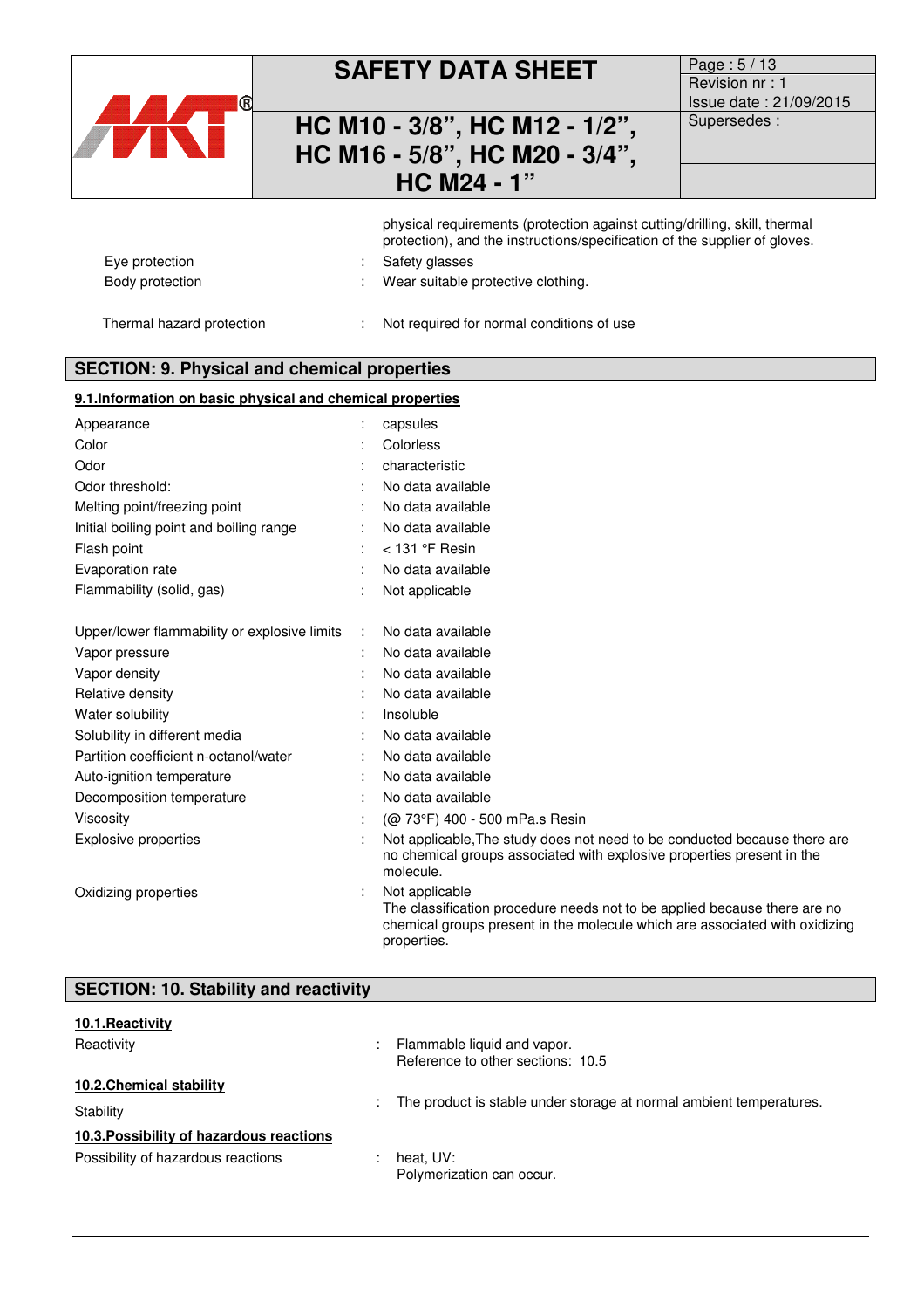physical requirements (protection against cutting/drilling, skill, thermal protection), and the instructions/specification of the supplier of gloves.

| | | |
|---|---|---|
| Eye protection | : | Safety glasses |
| Body protection | : | Wear suitable protective clothing. |
| Thermal hazard protection | : | Not required for normal conditions of use |

## SECTION: 9. Physical and chemical properties

### 9.1.Information on basic physical and chemical properties

| | | |
|---|---|---|
| Appearance | : | capsules |
| Color | : | Colorless |
| Odor | : | characteristic |
| Odor threshold: | : | No data available |
| Melting point/freezing point | : | No data available |
| Initial boiling point and boiling range | : | No data available |
| Flash point | : | < 131 °F Resin |
| Evaporation rate | : | No data available |
| Flammability (solid, gas) | : | Not applicable |
| Upper/lower flammability or explosive limits | : | No data available |
| Vapor pressure | : | No data available |
| Vapor density | : | No data available |
| Relative density | : | No data available |
| Water solubility | : | Insoluble |
| Solubility in different media | : | No data available |
| Partition coefficient n-octanol/water | : | No data available |
| Auto-ignition temperature | : | No data available |
| Decomposition temperature | : | No data available |
| Viscosity | : | (@ 73°F) 400 - 500 mPa.s Resin |
| Explosive properties | : | Not applicable,The study does not need to be conducted because there are no chemical groups associated with explosive properties present in the molecule. |
| Oxidizing properties | : | Not applicable<br>The classification procedure needs not to be applied because there are no chemical groups present in the molecule which are associated with oxidizing properties. |

## SECTION: 10. Stability and reactivity

### 10.1.Reactivity

Reactivity : Flammable liquid and vapor.
Reference to other sections: 10.5

### 10.2.Chemical stability

Stability : The product is stable under storage at normal ambient temperatures.

### 10.3.Possibility of hazardous reactions

Possibility of hazardous reactions : heat, UV:
Polymerization can occur.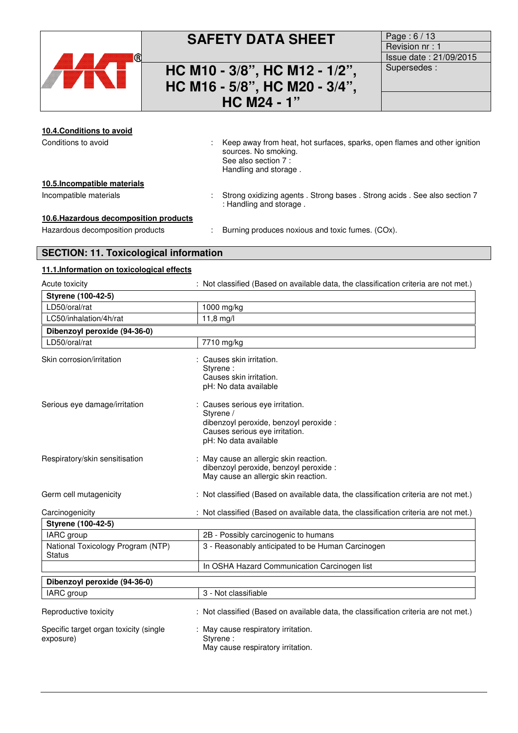#### 10.4.Conditions to avoid

Conditions to avoid : Keep away from heat, hot surfaces, sparks, open flames and other ignition sources. No smoking. See also section 7 : Handling and storage .

#### 10.5.Incompatible materials

Incompatible materials : Strong oxidizing agents . Strong bases . Strong acids . See also section 7 : Handling and storage .

#### 10.6.Hazardous decomposition products

Hazardous decomposition products : Burning produces noxious and toxic fumes. (COx).

## SECTION: 11. Toxicological information

#### 11.1.Information on toxicological effects

Acute toxicity : Not classified (Based on available data, the classification criteria are not met.)

| **Styrene (100-42-5)** | |
|---|---|
| LD50/oral/rat | 1000 mg/kg |
| LC50/inhalation/4h/rat | 11,8 mg/l |

| **Dibenzoyl peroxide (94-36-0)** | |
|---|---|
| LD50/oral/rat | 7710 mg/kg |

Skin corrosion/irritation : Causes skin irritation.
Styrene :
Causes skin irritation.
pH: No data available

Serious eye damage/irritation : Causes serious eye irritation.
Styrene /
dibenzoyl peroxide, benzoyl peroxide :
Causes serious eye irritation.
pH: No data available

Respiratory/skin sensitisation : May cause an allergic skin reaction.
dibenzoyl peroxide, benzoyl peroxide :
May cause an allergic skin reaction.

Germ cell mutagenicity : Not classified (Based on available data, the classification criteria are not met.)

Carcinogenicity : Not classified (Based on available data, the classification criteria are not met.)

| **Styrene (100-42-5)** | |
|---|---|
| IARC group | 2B - Possibly carcinogenic to humans |
| National Toxicology Program (NTP) Status | 3 - Reasonably anticipated to be Human Carcinogen |
| | In OSHA Hazard Communication Carcinogen list |

| **Dibenzoyl peroxide (94-36-0)** | |
|---|---|
| IARC group | 3 - Not classifiable |

Reproductive toxicity : Not classified (Based on available data, the classification criteria are not met.)

Specific target organ toxicity (single exposure) : May cause respiratory irritation.
Styrene :
May cause respiratory irritation.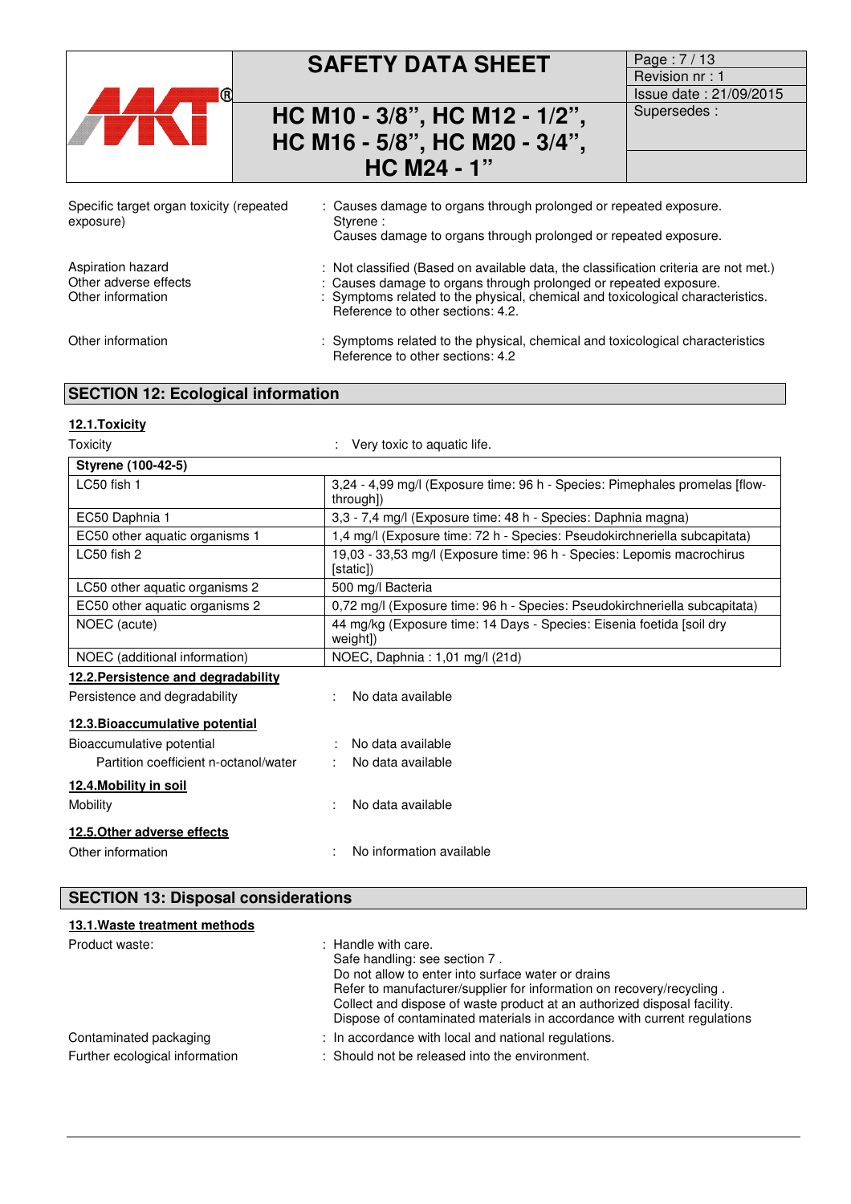Specific target organ toxicity (repeated exposure) : Causes damage to organs through prolonged or repeated exposure.
Styrene :
Causes damage to organs through prolonged or repeated exposure.

Aspiration hazard : Not classified (Based on available data, the classification criteria are not met.)
Other adverse effects : Causes damage to organs through prolonged or repeated exposure.
Other information : Symptoms related to the physical, chemical and toxicological characteristics.
Reference to other sections: 4.2.

Other information : Symptoms related to the physical, chemical and toxicological characteristics
Reference to other sections: 4.2

## SECTION 12: Ecological information

### 12.1.Toxicity

Toxicity : Very toxic to aquatic life.

| **Styrene (100-42-5)** | |
|---|---|
| LC50 fish 1 | 3,24 - 4,99 mg/l (Exposure time: 96 h - Species: Pimephales promelas [flow-through]) |
| EC50 Daphnia 1 | 3,3 - 7,4 mg/l (Exposure time: 48 h - Species: Daphnia magna) |
| EC50 other aquatic organisms 1 | 1,4 mg/l (Exposure time: 72 h - Species: Pseudokirchneriella subcapitata) |
| LC50 fish 2 | 19,03 - 33,53 mg/l (Exposure time: 96 h - Species: Lepomis macrochirus [static]) |
| LC50 other aquatic organisms 2 | 500 mg/l Bacteria |
| EC50 other aquatic organisms 2 | 0,72 mg/l (Exposure time: 96 h - Species: Pseudokirchneriella subcapitata) |
| NOEC (acute) | 44 mg/kg (Exposure time: 14 Days - Species: Eisenia foetida [soil dry weight]) |
| NOEC (additional information) | NOEC, Daphnia : 1,01 mg/l (21d) |

### 12.2.Persistence and degradability

Persistence and degradability : No data available

### 12.3.Bioaccumulative potential

Bioaccumulative potential : No data available
Partition coefficient n-octanol/water : No data available

### 12.4.Mobility in soil

Mobility : No data available

### 12.5.Other adverse effects

Other information : No information available

## SECTION 13: Disposal considerations

### 13.1.Waste treatment methods

Product waste: : Handle with care.
Safe handling: see section 7 .
Do not allow to enter into surface water or drains
Refer to manufacturer/supplier for information on recovery/recycling .
Collect and dispose of waste product at an authorized disposal facility.
Dispose of contaminated materials in accordance with current regulations

Contaminated packaging : In accordance with local and national regulations.
Further ecological information : Should not be released into the environment.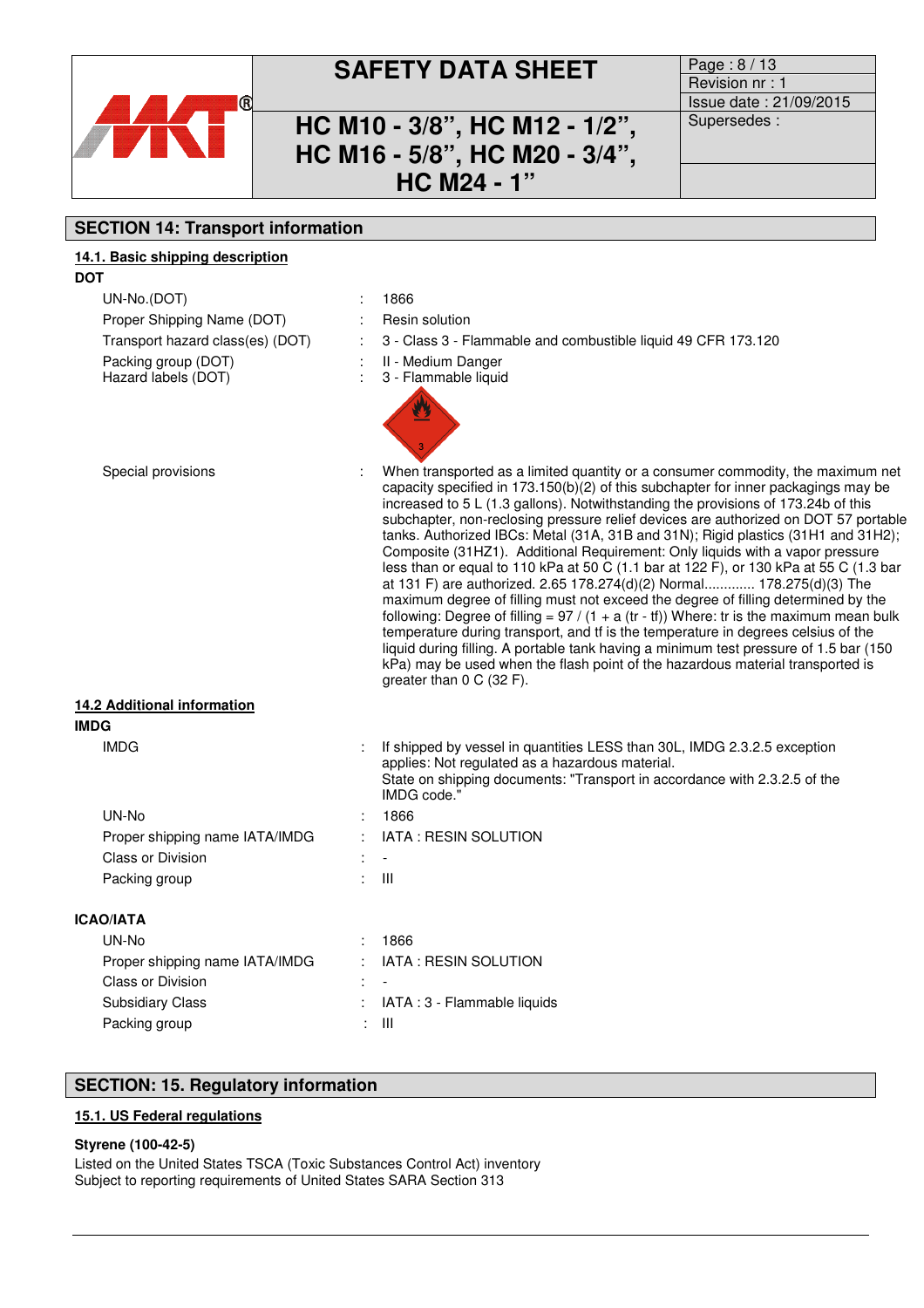## SECTION 14: Transport information

### 14.1. Basic shipping description

**DOT**

| | | |
|---|---|---|
| UN-No.(DOT) | : | 1866 |
| Proper Shipping Name (DOT) | : | Resin solution |
| Transport hazard class(es) (DOT) | : | 3 - Class 3 - Flammable and combustible liquid 49 CFR 173.120 |
| Packing group (DOT) | : | II - Medium Danger |
| Hazard labels (DOT) | : | 3 - Flammable liquid |
| Special provisions | : | When transported as a limited quantity or a consumer commodity, the maximum net capacity specified in 173.150(b)(2) of this subchapter for inner packagings may be increased to 5 L (1.3 gallons). Notwithstanding the provisions of 173.24b of this subchapter, non-reclosing pressure relief devices are authorized on DOT 57 portable tanks. Authorized IBCs: Metal (31A, 31B and 31N); Rigid plastics (31H1 and 31H2); Composite (31HZ1). Additional Requirement: Only liquids with a vapor pressure less than or equal to 110 kPa at 50 C (1.1 bar at 122 F), or 130 kPa at 55 C (1.3 bar at 131 F) are authorized. 2.65 178.274(d)(2) Normal............ 178.275(d)(3) The maximum degree of filling must not exceed the degree of filling determined by the following: Degree of filling = 97 / (1 + a (tr - tf)) Where: tr is the maximum mean bulk temperature during transport, and tf is the temperature in degrees celsius of the liquid during filling. A portable tank having a minimum test pressure of 1.5 bar (150 kPa) may be used when the flash point of the hazardous material transported is greater than 0 C (32 F). |

### 14.2 Additional information

**IMDG**

| | | |
|---|---|---|
| IMDG | : | If shipped by vessel in quantities LESS than 30L, IMDG 2.3.2.5 exception applies: Not regulated as a hazardous material. State on shipping documents: "Transport in accordance with 2.3.2.5 of the IMDG code." |
| UN-No | : | 1866 |
| Proper shipping name IATA/IMDG | : | IATA : RESIN SOLUTION |
| Class or Division | : | - |
| Packing group | : | III |

**ICAO/IATA**

| | | |
|---|---|---|
| UN-No | : | 1866 |
| Proper shipping name IATA/IMDG | : | IATA : RESIN SOLUTION |
| Class or Division | : | - |
| Subsidiary Class | : | IATA : 3 - Flammable liquids |
| Packing group | : | III |

## SECTION: 15. Regulatory information

### 15.1. US Federal regulations

**Styrene (100-42-5)**

Listed on the United States TSCA (Toxic Substances Control Act) inventory
Subject to reporting requirements of United States SARA Section 313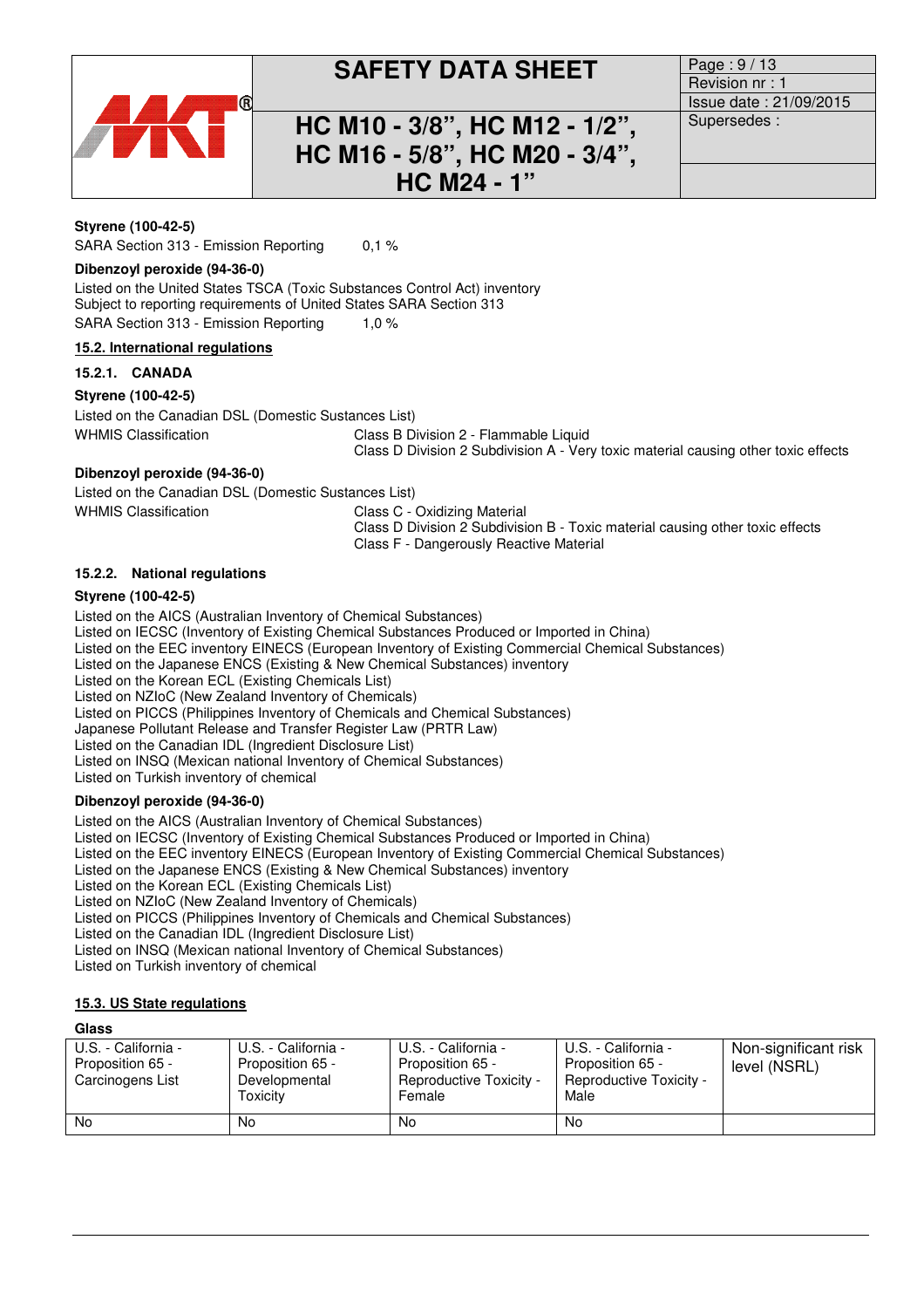**Styrene (100-42-5)**

SARA Section 313 - Emission Reporting 0,1 %

**Dibenzoyl peroxide (94-36-0)**

Listed on the United States TSCA (Toxic Substances Control Act) inventory
Subject to reporting requirements of United States SARA Section 313
SARA Section 313 - Emission Reporting 1,0 %

## 15.2. International regulations

### 15.2.1. CANADA

**Styrene (100-42-5)**

Listed on the Canadian DSL (Domestic Substances List)

WHMIS Classification: Class B Division 2 - Flammable Liquid
Class D Division 2 Subdivision A - Very toxic material causing other toxic effects

**Dibenzoyl peroxide (94-36-0)**

Listed on the Canadian DSL (Domestic Substances List)

WHMIS Classification: Class C - Oxidizing Material
Class D Division 2 Subdivision B - Toxic material causing other toxic effects
Class F - Dangerously Reactive Material

### 15.2.2. National regulations

**Styrene (100-42-5)**

Listed on the AICS (Australian Inventory of Chemical Substances)
Listed on IECSC (Inventory of Existing Chemical Substances Produced or Imported in China)
Listed on the EEC inventory EINECS (European Inventory of Existing Commercial Chemical Substances)
Listed on the Japanese ENCS (Existing & New Chemical Substances) inventory
Listed on the Korean ECL (Existing Chemicals List)
Listed on NZIoC (New Zealand Inventory of Chemicals)
Listed on PICCS (Philippines Inventory of Chemicals and Chemical Substances)
Japanese Pollutant Release and Transfer Register Law (PRTR Law)
Listed on the Canadian IDL (Ingredient Disclosure List)
Listed on INSQ (Mexican national Inventory of Chemical Substances)
Listed on Turkish inventory of chemical

**Dibenzoyl peroxide (94-36-0)**

Listed on the AICS (Australian Inventory of Chemical Substances)
Listed on IECSC (Inventory of Existing Chemical Substances Produced or Imported in China)
Listed on the EEC inventory EINECS (European Inventory of Existing Commercial Chemical Substances)
Listed on the Japanese ENCS (Existing & New Chemical Substances) inventory
Listed on the Korean ECL (Existing Chemicals List)
Listed on NZIoC (New Zealand Inventory of Chemicals)
Listed on PICCS (Philippines Inventory of Chemicals and Chemical Substances)
Listed on the Canadian IDL (Ingredient Disclosure List)
Listed on INSQ (Mexican national Inventory of Chemical Substances)
Listed on Turkish inventory of chemical

## 15.3. US State regulations

**Glass**

| U.S. - California - Proposition 65 - Carcinogens List | U.S. - California - Proposition 65 - Developmental Toxicity | U.S. - California - Proposition 65 - Reproductive Toxicity - Female | U.S. - California - Proposition 65 - Reproductive Toxicity - Male | Non-significant risk level (NSRL) |
|---|---|---|---|---|
| No | No | No | No | |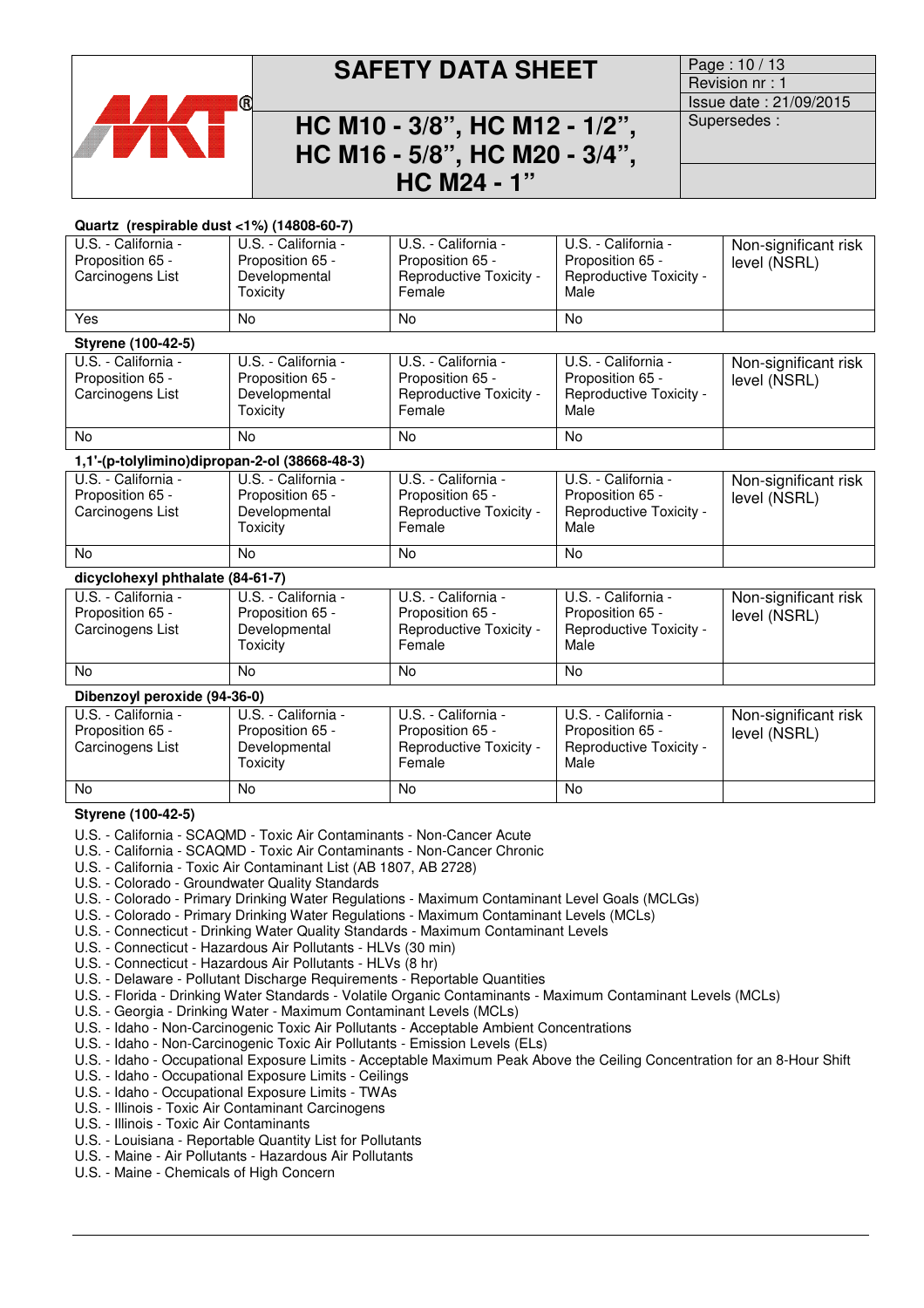**Quartz (respirable dust <1%) (14808-60-7)**

| U.S. - California - Proposition 65 - Carcinogens List | U.S. - California - Proposition 65 - Developmental Toxicity | U.S. - California - Proposition 65 - Reproductive Toxicity - Female | U.S. - California - Proposition 65 - Reproductive Toxicity - Male | Non-significant risk level (NSRL) |
|---|---|---|---|---|
| Yes | No | No | No | |

**Styrene (100-42-5)**

| U.S. - California - Proposition 65 - Carcinogens List | U.S. - California - Proposition 65 - Developmental Toxicity | U.S. - California - Proposition 65 - Reproductive Toxicity - Female | U.S. - California - Proposition 65 - Reproductive Toxicity - Male | Non-significant risk level (NSRL) |
|---|---|---|---|---|
| No | No | No | No | |

**1,1'-(p-tolylimino)dipropan-2-ol (38668-48-3)**

| U.S. - California - Proposition 65 - Carcinogens List | U.S. - California - Proposition 65 - Developmental Toxicity | U.S. - California - Proposition 65 - Reproductive Toxicity - Female | U.S. - California - Proposition 65 - Reproductive Toxicity - Male | Non-significant risk level (NSRL) |
|---|---|---|---|---|
| No | No | No | No | |

**dicyclohexyl phthalate (84-61-7)**

| U.S. - California - Proposition 65 - Carcinogens List | U.S. - California - Proposition 65 - Developmental Toxicity | U.S. - California - Proposition 65 - Reproductive Toxicity - Female | U.S. - California - Proposition 65 - Reproductive Toxicity - Male | Non-significant risk level (NSRL) |
|---|---|---|---|---|
| No | No | No | No | |

**Dibenzoyl peroxide (94-36-0)**

| U.S. - California - Proposition 65 - Carcinogens List | U.S. - California - Proposition 65 - Developmental Toxicity | U.S. - California - Proposition 65 - Reproductive Toxicity - Female | U.S. - California - Proposition 65 - Reproductive Toxicity - Male | Non-significant risk level (NSRL) |
|---|---|---|---|---|
| No | No | No | No | |

**Styrene (100-42-5)**

U.S. - California - SCAQMD - Toxic Air Contaminants - Non-Cancer Acute
U.S. - California - SCAQMD - Toxic Air Contaminants - Non-Cancer Chronic
U.S. - California - Toxic Air Contaminant List (AB 1807, AB 2728)
U.S. - Colorado - Groundwater Quality Standards
U.S. - Colorado - Primary Drinking Water Regulations - Maximum Contaminant Level Goals (MCLGs)
U.S. - Colorado - Primary Drinking Water Regulations - Maximum Contaminant Levels (MCLs)
U.S. - Connecticut - Drinking Water Quality Standards - Maximum Contaminant Levels
U.S. - Connecticut - Hazardous Air Pollutants - HLVs (30 min)
U.S. - Connecticut - Hazardous Air Pollutants - HLVs (8 hr)
U.S. - Delaware - Pollutant Discharge Requirements - Reportable Quantities
U.S. - Florida - Drinking Water Standards - Volatile Organic Contaminants - Maximum Contaminant Levels (MCLs)
U.S. - Georgia - Drinking Water - Maximum Contaminant Levels (MCLs)
U.S. - Idaho - Non-Carcinogenic Toxic Air Pollutants - Acceptable Ambient Concentrations
U.S. - Idaho - Non-Carcinogenic Toxic Air Pollutants - Emission Levels (ELs)
U.S. - Idaho - Occupational Exposure Limits - Acceptable Maximum Peak Above the Ceiling Concentration for an 8-Hour Shift
U.S. - Idaho - Occupational Exposure Limits - Ceilings
U.S. - Idaho - Occupational Exposure Limits - TWAs
U.S. - Illinois - Toxic Air Contaminant Carcinogens
U.S. - Illinois - Toxic Air Contaminants
U.S. - Louisiana - Reportable Quantity List for Pollutants
U.S. - Maine - Air Pollutants - Hazardous Air Pollutants
U.S. - Maine - Chemicals of High Concern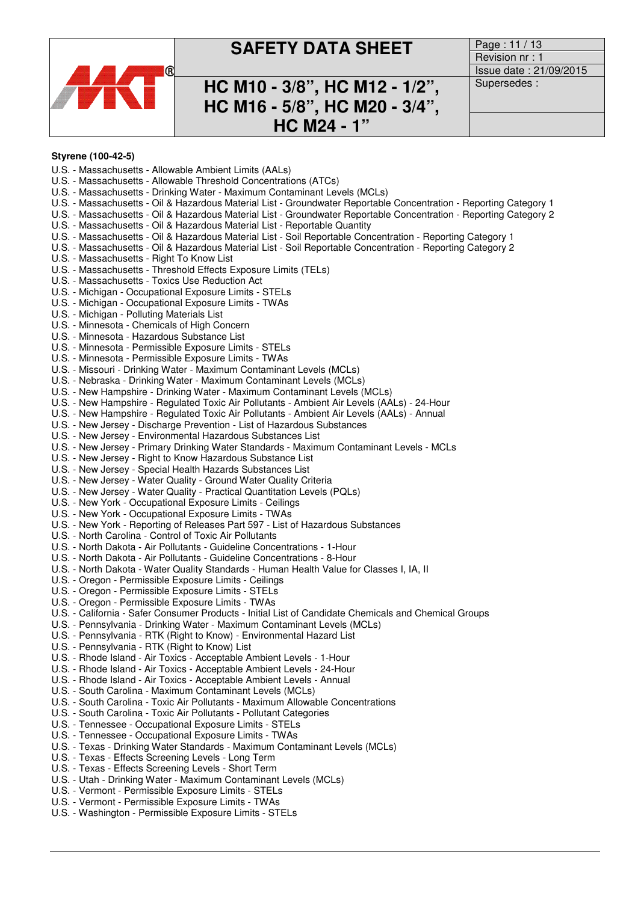**Styrene (100-42-5)**

U.S. - Massachusetts - Allowable Ambient Limits (AALs)
U.S. - Massachusetts - Allowable Threshold Concentrations (ATCs)
U.S. - Massachusetts - Drinking Water - Maximum Contaminant Levels (MCLs)
U.S. - Massachusetts - Oil & Hazardous Material List - Groundwater Reportable Concentration - Reporting Category 1
U.S. - Massachusetts - Oil & Hazardous Material List - Groundwater Reportable Concentration - Reporting Category 2
U.S. - Massachusetts - Oil & Hazardous Material List - Reportable Quantity
U.S. - Massachusetts - Oil & Hazardous Material List - Soil Reportable Concentration - Reporting Category 1
U.S. - Massachusetts - Oil & Hazardous Material List - Soil Reportable Concentration - Reporting Category 2
U.S. - Massachusetts - Right To Know List
U.S. - Massachusetts - Threshold Effects Exposure Limits (TELs)
U.S. - Massachusetts - Toxics Use Reduction Act
U.S. - Michigan - Occupational Exposure Limits - STELs
U.S. - Michigan - Occupational Exposure Limits - TWAs
U.S. - Michigan - Polluting Materials List
U.S. - Minnesota - Chemicals of High Concern
U.S. - Minnesota - Hazardous Substance List
U.S. - Minnesota - Permissible Exposure Limits - STELs
U.S. - Minnesota - Permissible Exposure Limits - TWAs
U.S. - Missouri - Drinking Water - Maximum Contaminant Levels (MCLs)
U.S. - Nebraska - Drinking Water - Maximum Contaminant Levels (MCLs)
U.S. - New Hampshire - Drinking Water - Maximum Contaminant Levels (MCLs)
U.S. - New Hampshire - Regulated Toxic Air Pollutants - Ambient Air Levels (AALs) - 24-Hour
U.S. - New Hampshire - Regulated Toxic Air Pollutants - Ambient Air Levels (AALs) - Annual
U.S. - New Jersey - Discharge Prevention - List of Hazardous Substances
U.S. - New Jersey - Environmental Hazardous Substances List
U.S. - New Jersey - Primary Drinking Water Standards - Maximum Contaminant Levels - MCLs
U.S. - New Jersey - Right to Know Hazardous Substance List
U.S. - New Jersey - Special Health Hazards Substances List
U.S. - New Jersey - Water Quality - Ground Water Quality Criteria
U.S. - New Jersey - Water Quality - Practical Quantitation Levels (PQLs)
U.S. - New York - Occupational Exposure Limits - Ceilings
U.S. - New York - Occupational Exposure Limits - TWAs
U.S. - New York - Reporting of Releases Part 597 - List of Hazardous Substances
U.S. - North Carolina - Control of Toxic Air Pollutants
U.S. - North Dakota - Air Pollutants - Guideline Concentrations - 1-Hour
U.S. - North Dakota - Air Pollutants - Guideline Concentrations - 8-Hour
U.S. - North Dakota - Water Quality Standards - Human Health Value for Classes I, IA, II
U.S. - Oregon - Permissible Exposure Limits - Ceilings
U.S. - Oregon - Permissible Exposure Limits - STELs
U.S. - Oregon - Permissible Exposure Limits - TWAs
U.S. - California - Safer Consumer Products - Initial List of Candidate Chemicals and Chemical Groups
U.S. - Pennsylvania - Drinking Water - Maximum Contaminant Levels (MCLs)
U.S. - Pennsylvania - RTK (Right to Know) - Environmental Hazard List
U.S. - Pennsylvania - RTK (Right to Know) List
U.S. - Rhode Island - Air Toxics - Acceptable Ambient Levels - 1-Hour
U.S. - Rhode Island - Air Toxics - Acceptable Ambient Levels - 24-Hour
U.S. - Rhode Island - Air Toxics - Acceptable Ambient Levels - Annual
U.S. - South Carolina - Maximum Contaminant Levels (MCLs)
U.S. - South Carolina - Toxic Air Pollutants - Maximum Allowable Concentrations
U.S. - South Carolina - Toxic Air Pollutants - Pollutant Categories
U.S. - Tennessee - Occupational Exposure Limits - STELs
U.S. - Tennessee - Occupational Exposure Limits - TWAs
U.S. - Texas - Drinking Water Standards - Maximum Contaminant Levels (MCLs)
U.S. - Texas - Effects Screening Levels - Long Term
U.S. - Texas - Effects Screening Levels - Short Term
U.S. - Utah - Drinking Water - Maximum Contaminant Levels (MCLs)
U.S. - Vermont - Permissible Exposure Limits - STELs
U.S. - Vermont - Permissible Exposure Limits - TWAs
U.S. - Washington - Permissible Exposure Limits - STELs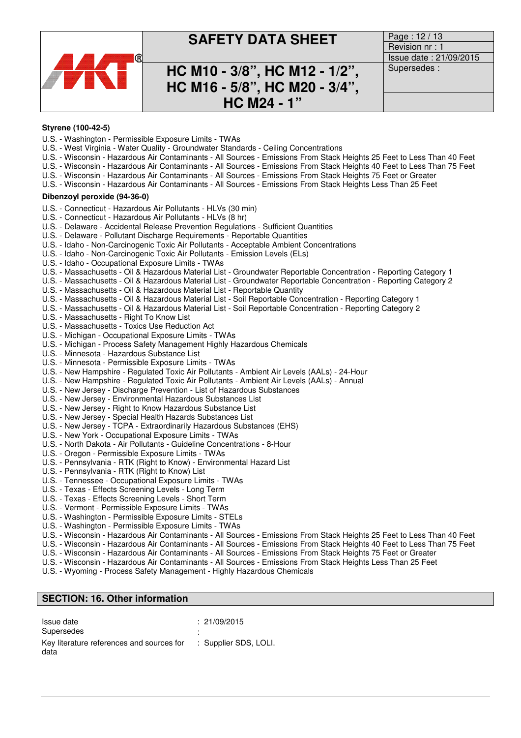**Styrene (100-42-5)**

U.S. - Washington - Permissible Exposure Limits - TWAs
U.S. - West Virginia - Water Quality - Groundwater Standards - Ceiling Concentrations
U.S. - Wisconsin - Hazardous Air Contaminants - All Sources - Emissions From Stack Heights 25 Feet to Less Than 40 Feet
U.S. - Wisconsin - Hazardous Air Contaminants - All Sources - Emissions From Stack Heights 40 Feet to Less Than 75 Feet
U.S. - Wisconsin - Hazardous Air Contaminants - All Sources - Emissions From Stack Heights 75 Feet or Greater
U.S. - Wisconsin - Hazardous Air Contaminants - All Sources - Emissions From Stack Heights Less Than 25 Feet

**Dibenzoyl peroxide (94-36-0)**

U.S. - Connecticut - Hazardous Air Pollutants - HLVs (30 min)
U.S. - Connecticut - Hazardous Air Pollutants - HLVs (8 hr)
U.S. - Delaware - Accidental Release Prevention Regulations - Sufficient Quantities
U.S. - Delaware - Pollutant Discharge Requirements - Reportable Quantities
U.S. - Idaho - Non-Carcinogenic Toxic Air Pollutants - Acceptable Ambient Concentrations
U.S. - Idaho - Non-Carcinogenic Toxic Air Pollutants - Emission Levels (ELs)
U.S. - Idaho - Occupational Exposure Limits - TWAs
U.S. - Massachusetts - Oil & Hazardous Material List - Groundwater Reportable Concentration - Reporting Category 1
U.S. - Massachusetts - Oil & Hazardous Material List - Groundwater Reportable Concentration - Reporting Category 2
U.S. - Massachusetts - Oil & Hazardous Material List - Reportable Quantity
U.S. - Massachusetts - Oil & Hazardous Material List - Soil Reportable Concentration - Reporting Category 1
U.S. - Massachusetts - Oil & Hazardous Material List - Soil Reportable Concentration - Reporting Category 2
U.S. - Massachusetts - Right To Know List
U.S. - Massachusetts - Toxics Use Reduction Act
U.S. - Michigan - Occupational Exposure Limits - TWAs
U.S. - Michigan - Process Safety Management Highly Hazardous Chemicals
U.S. - Minnesota - Hazardous Substance List
U.S. - Minnesota - Permissible Exposure Limits - TWAs
U.S. - New Hampshire - Regulated Toxic Air Pollutants - Ambient Air Levels (AALs) - 24-Hour
U.S. - New Hampshire - Regulated Toxic Air Pollutants - Ambient Air Levels (AALs) - Annual
U.S. - New Jersey - Discharge Prevention - List of Hazardous Substances
U.S. - New Jersey - Environmental Hazardous Substances List
U.S. - New Jersey - Right to Know Hazardous Substance List
U.S. - New Jersey - Special Health Hazards Substances List
U.S. - New Jersey - TCPA - Extraordinarily Hazardous Substances (EHS)
U.S. - New York - Occupational Exposure Limits - TWAs
U.S. - North Dakota - Air Pollutants - Guideline Concentrations - 8-Hour
U.S. - Oregon - Permissible Exposure Limits - TWAs
U.S. - Pennsylvania - RTK (Right to Know) - Environmental Hazard List
U.S. - Pennsylvania - RTK (Right to Know) List
U.S. - Tennessee - Occupational Exposure Limits - TWAs
U.S. - Texas - Effects Screening Levels - Long Term
U.S. - Texas - Effects Screening Levels - Short Term
U.S. - Vermont - Permissible Exposure Limits - TWAs
U.S. - Washington - Permissible Exposure Limits - STELs
U.S. - Washington - Permissible Exposure Limits - TWAs
U.S. - Wisconsin - Hazardous Air Contaminants - All Sources - Emissions From Stack Heights 25 Feet to Less Than 40 Feet
U.S. - Wisconsin - Hazardous Air Contaminants - All Sources - Emissions From Stack Heights 40 Feet to Less Than 75 Feet
U.S. - Wisconsin - Hazardous Air Contaminants - All Sources - Emissions From Stack Heights 75 Feet or Greater
U.S. - Wisconsin - Hazardous Air Contaminants - All Sources - Emissions From Stack Heights Less Than 25 Feet
U.S. - Wyoming - Process Safety Management - Highly Hazardous Chemicals

## SECTION: 16. Other information

| | |
|---|---|
| Issue date | : 21/09/2015 |
| Supersedes | : |
| Key literature references and sources for data | : Supplier SDS, LOLI. |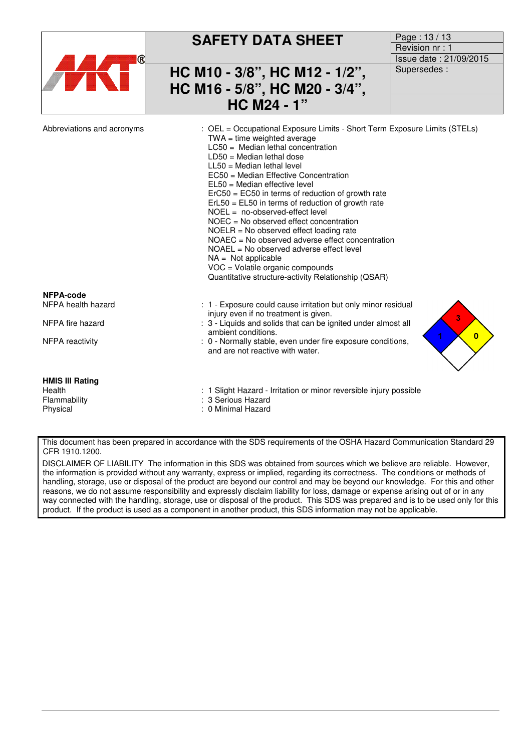| | |
|---|---|
| Abbreviations and acronyms | : OEL = Occupational Exposure Limits - Short Term Exposure Limits (STELs)<br>TWA = time weighted average<br>LC50 = Median lethal concentration<br>LD50 = Median lethal dose<br>LL50 = Median lethal level<br>EC50 = Median Effective Concentration<br>EL50 = Median effective level<br>ErC50 = EC50 in terms of reduction of growth rate<br>ErL50 = EL50 in terms of reduction of growth rate<br>NOEL = no-observed-effect level<br>NOEC = No observed effect concentration<br>NOELR = No observed effect loading rate<br>NOAEC = No observed adverse effect concentration<br>NOAEL = No observed adverse effect level<br>NA = Not applicable<br>VOC = Volatile organic compounds<br>Quantitative structure-activity Relationship (QSAR) |

**NFPA-code**

| | |
|---|---|
| NFPA health hazard | : 1 - Exposure could cause irritation but only minor residual injury even if no treatment is given. |
| NFPA fire hazard | : 3 - Liquids and solids that can be ignited under almost all ambient conditions. |
| NFPA reactivity | : 0 - Normally stable, even under fire exposure conditions, and are not reactive with water. |

3

1

0

**HMIS III Rating**

| | |
|---|---|
| Health | : 1 Slight Hazard - Irritation or minor reversible injury possible |
| Flammability | : 3 Serious Hazard |
| Physical | : 0 Minimal Hazard |

This document has been prepared in accordance with the SDS requirements of the OSHA Hazard Communication Standard 29 CFR 1910.1200.

DISCLAIMER OF LIABILITY The information in this SDS was obtained from sources which we believe are reliable. However, the information is provided without any warranty, express or implied, regarding its correctness. The conditions or methods of handling, storage, use or disposal of the product are beyond our control and may be beyond our knowledge. For this and other reasons, we do not assume responsibility and expressly disclaim liability for loss, damage or expense arising out of or in any way connected with the handling, storage, use or disposal of the product. This SDS was prepared and is to be used only for this product. If the product is used as a component in another product, this SDS information may not be applicable.